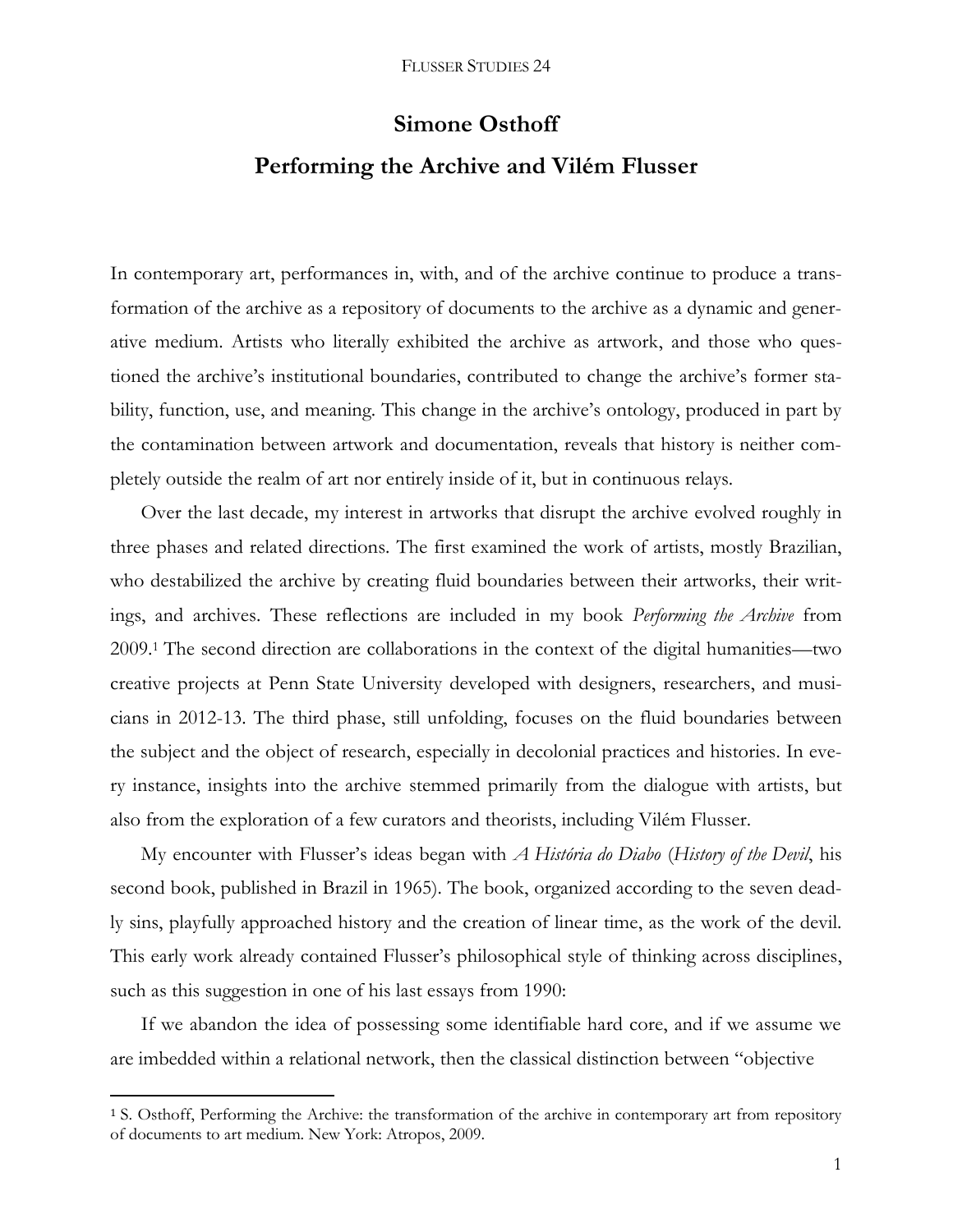# Simone Osthoff

## Performing the Archive and Vilém Flusser

In contemporary art, performances in, with, and of the archive continue to produce a transformation of the archive as a repository of documents to the archive as a dynamic and generative medium. Artists who literally exhibited the archive as artwork, and those who questioned the archive's institutional boundaries, contributed to change the archive's former stability, function, use, and meaning. This change in the archive's ontology, produced in part by the contamination between artwork and documentation, reveals that history is neither completely outside the realm of art nor entirely inside of it, but in continuous relays.

Over the last decade, my interest in artworks that disrupt the archive evolved roughly in three phases and related directions. The first examined the work of artists, mostly Brazilian, who destabilized the archive by creating fluid boundaries between their artworks, their writings, and archives. These reflections are included in my book *Performing the Archive* from 2009.[1] The second direction are collaborations in the context of the digital humanities—two creative projects at Penn State University developed with designers, researchers, and musicians in 2012-13. The third phase, still unfolding, focuses on the fluid boundaries between the subject and the object of research, especially in decolonial practices and histories. In every instance, insights into the archive stemmed primarily from the dialogue with artists, but also from the exploration of a few curators and theorists, including Vilém Flusser.

My encounter with Flusser's ideas began with *A História do Diabo* (*History of the Devil*, his second book, published in Brazil in 1965). The book, organized according to the seven deadly sins, playfully approached history and the creation of linear time, as the work of the devil. This early work already contained Flusser's philosophical style of thinking across disciplines, such as this suggestion in one of his last essays from 1990:

If we abandon the idea of possessing some identifiable hard core, and if we assume we are imbedded within a relational network, then the classical distinction between "objective

---

[1] S. Osthoff, Performing the Archive: the transformation of the archive in contemporary art from repository of documents to art medium. New York: Atropos, 2009.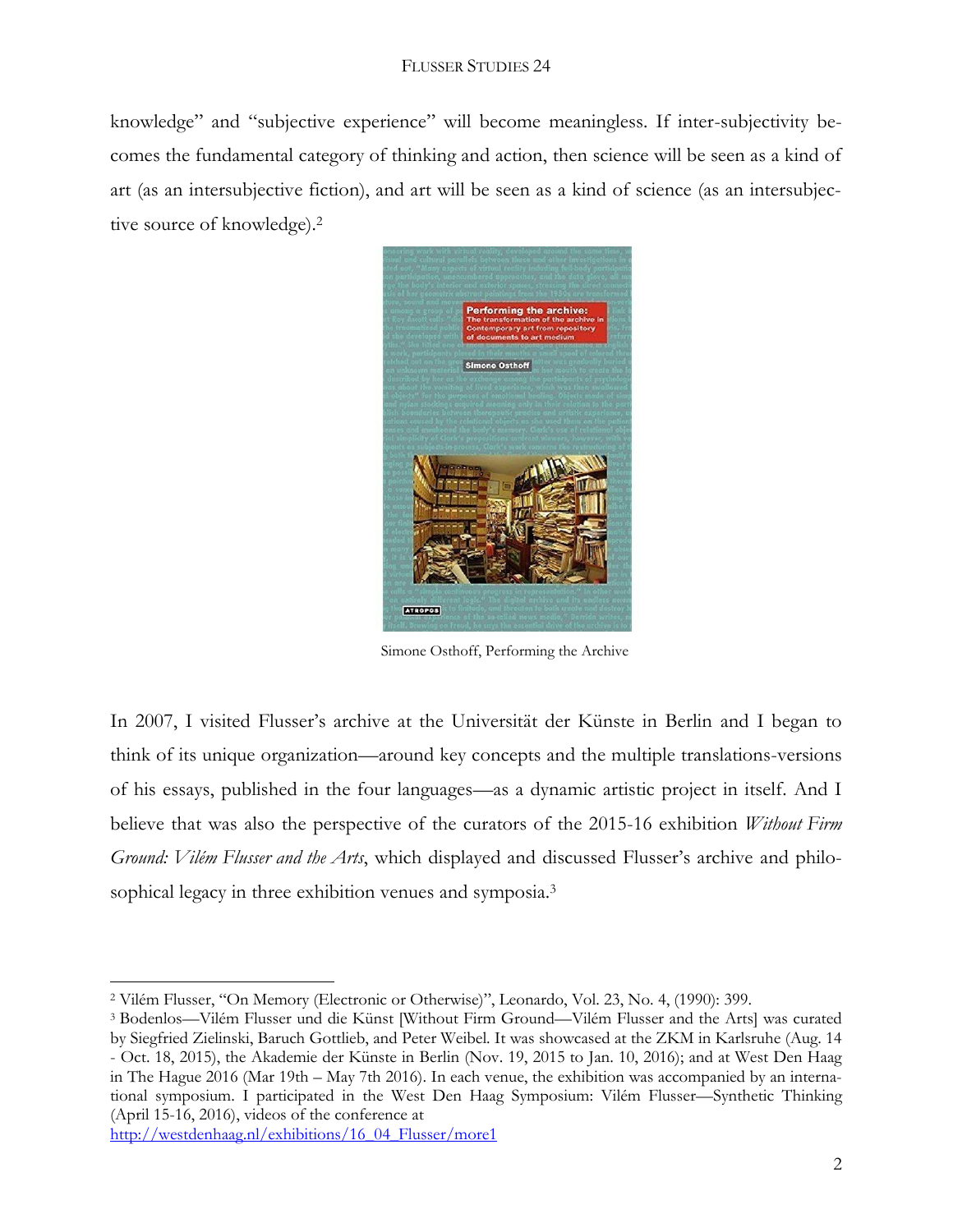knowledge" and "subjective experience" will become meaningless. If inter-subjectivity becomes the fundamental category of thinking and action, then science will be seen as a kind of art (as an intersubjective fiction), and art will be seen as a kind of science (as an intersubjective source of knowledge).[2]

Simone Osthoff, Performing the Archive

In 2007, I visited Flusser's archive at the Universität der Künste in Berlin and I began to think of its unique organization—around key concepts and the multiple translations-versions of his essays, published in the four languages—as a dynamic artistic project in itself. And I believe that was also the perspective of the curators of the 2015-16 exhibition *Without Firm Ground: Vilém Flusser and the Arts*, which displayed and discussed Flusser's archive and philosophical legacy in three exhibition venues and symposia.[3]

---

[2] Vilém Flusser, "On Memory (Electronic or Otherwise)", Leonardo, Vol. 23, No. 4, (1990): 399.

[3] Bodenlos—Vilém Flusser und die Künst [Without Firm Ground—Vilém Flusser and the Arts] was curated by Siegfried Zielinski, Baruch Gottlieb, and Peter Weibel. It was showcased at the ZKM in Karlsruhe (Aug. 14 - Oct. 18, 2015), the Akademie der Künste in Berlin (Nov. 19, 2015 to Jan. 10, 2016); and at West Den Haag in The Hague 2016 (Mar 19th – May 7th 2016). In each venue, the exhibition was accompanied by an international symposium. I participated in the West Den Haag Symposium: Vilém Flusser—Synthetic Thinking (April 15-16, 2016), videos of the conference at http://westdenhaag.nl/exhibitions/16_04_Flusser/more1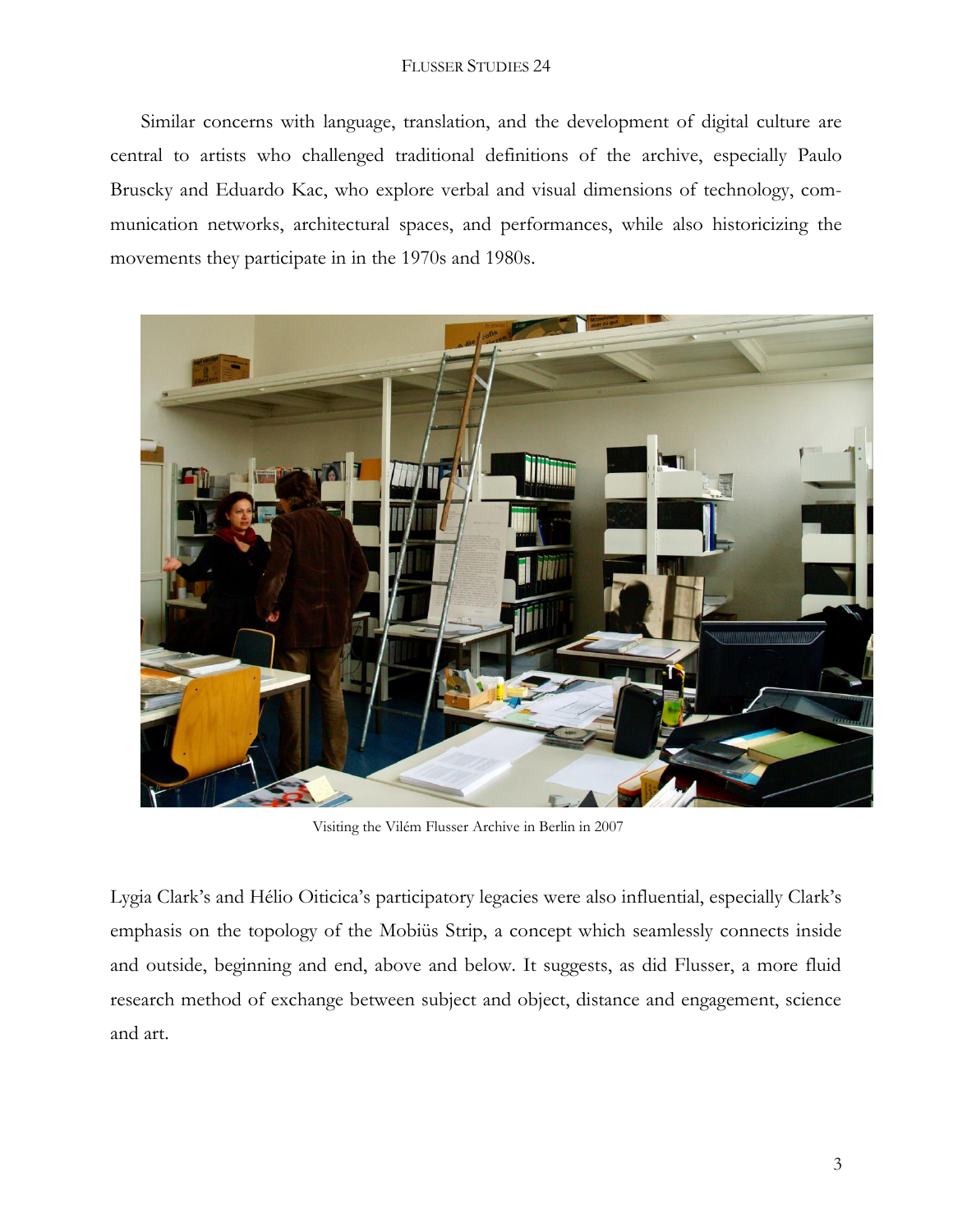Similar concerns with language, translation, and the development of digital culture are central to artists who challenged traditional definitions of the archive, especially Paulo Bruscky and Eduardo Kac, who explore verbal and visual dimensions of technology, communication networks, architectural spaces, and performances, while also historicizing the movements they participate in in the 1970s and 1980s.

Visiting the Vilém Flusser Archive in Berlin in 2007

Lygia Clark's and Hélio Oiticica's participatory legacies were also influential, especially Clark's emphasis on the topology of the Mobiüs Strip, a concept which seamlessly connects inside and outside, beginning and end, above and below. It suggests, as did Flusser, a more fluid research method of exchange between subject and object, distance and engagement, science and art.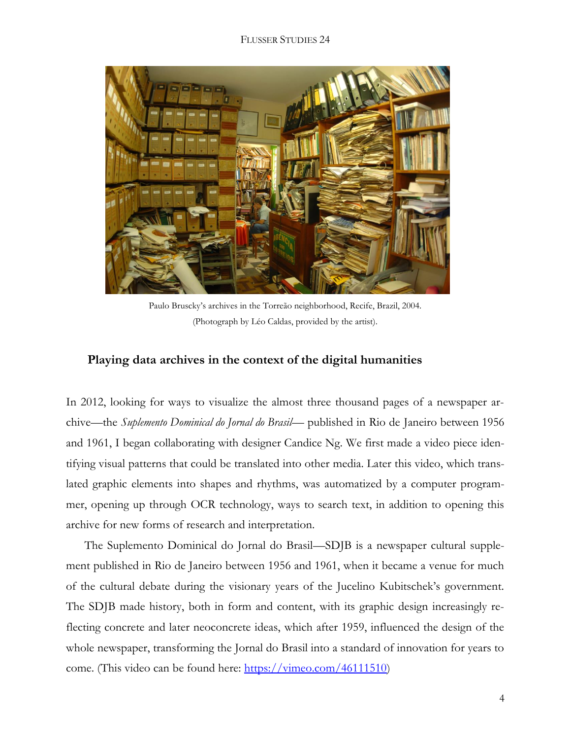Paulo Bruscky's archives in the Torreão neighborhood, Recife, Brazil, 2004.
(Photograph by Léo Caldas, provided by the artist).

### Playing data archives in the context of the digital humanities

In 2012, looking for ways to visualize the almost three thousand pages of a newspaper archive—the *Suplemento Dominical do Jornal do Brasil*— published in Rio de Janeiro between 1956 and 1961, I began collaborating with designer Candice Ng. We first made a video piece identifying visual patterns that could be translated into other media. Later this video, which translated graphic elements into shapes and rhythms, was automatized by a computer programmer, opening up through OCR technology, ways to search text, in addition to opening this archive for new forms of research and interpretation.

The Suplemento Dominical do Jornal do Brasil—SDJB is a newspaper cultural supplement published in Rio de Janeiro between 1956 and 1961, when it became a venue for much of the cultural debate during the visionary years of the Jucelino Kubitschek's government. The SDJB made history, both in form and content, with its graphic design increasingly reflecting concrete and later neoconcrete ideas, which after 1959, influenced the design of the whole newspaper, transforming the Jornal do Brasil into a standard of innovation for years to come. (This video can be found here: https://vimeo.com/46111510)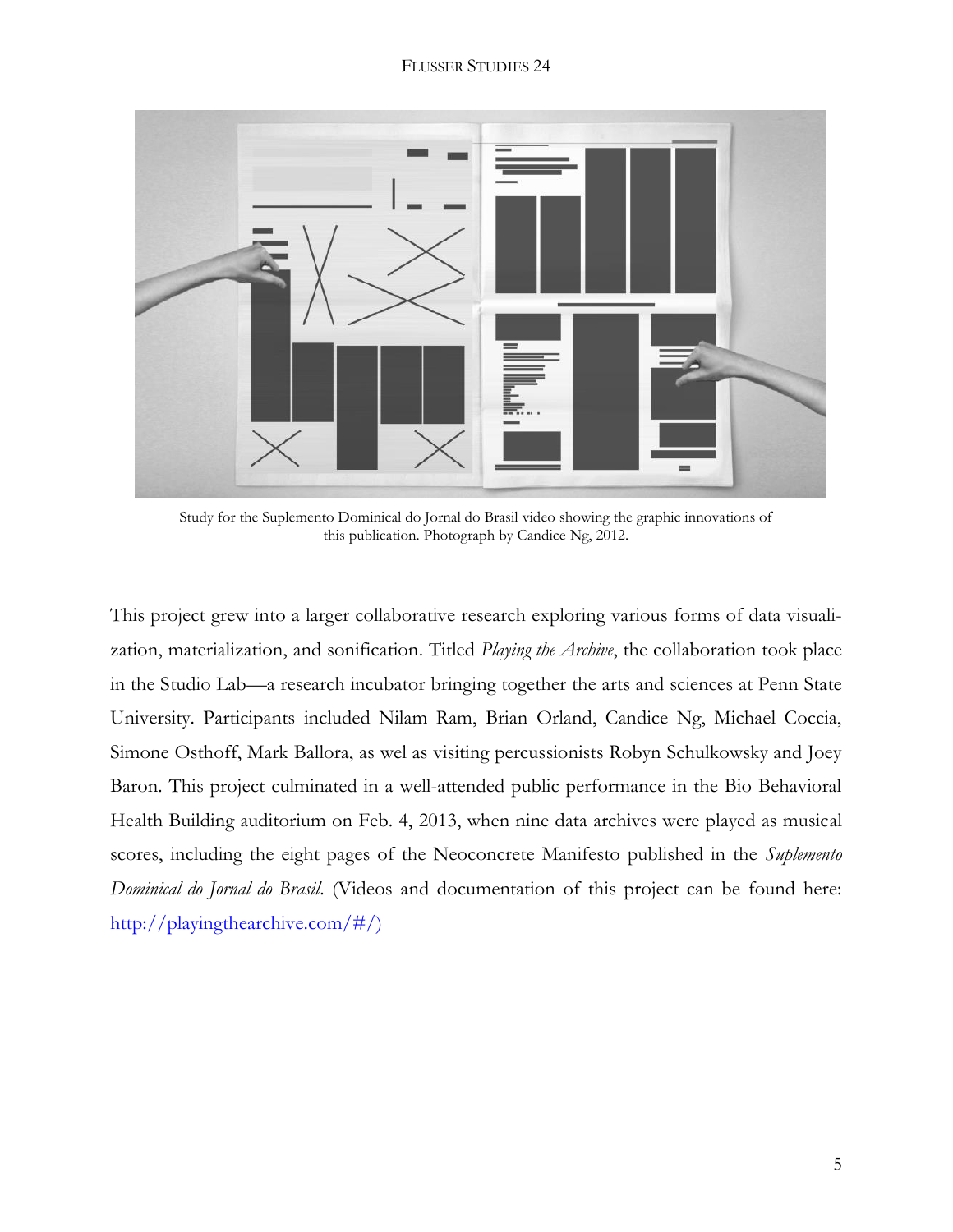Study for the Suplemento Dominical do Jornal do Brasil video showing the graphic innovations of this publication. Photograph by Candice Ng, 2012.

This project grew into a larger collaborative research exploring various forms of data visualization, materialization, and sonification. Titled *Playing the Archive*, the collaboration took place in the Studio Lab—a research incubator bringing together the arts and sciences at Penn State University. Participants included Nilam Ram, Brian Orland, Candice Ng, Michael Coccia, Simone Osthoff, Mark Ballora, as wel as visiting percussionists Robyn Schulkowsky and Joey Baron. This project culminated in a well-attended public performance in the Bio Behavioral Health Building auditorium on Feb. 4, 2013, when nine data archives were played as musical scores, including the eight pages of the Neoconcrete Manifesto published in the *Suplemento Dominical do Jornal do Brasil.* (Videos and documentation of this project can be found here: http://playingthearchive.com/#/)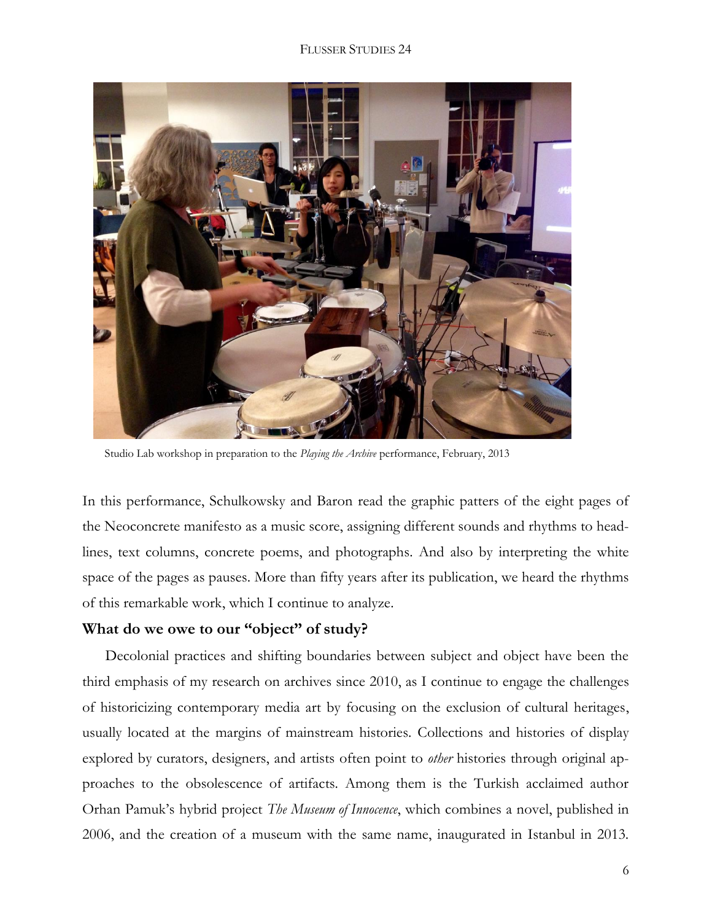Studio Lab workshop in preparation to the *Playing the Archive* performance, February, 2013

In this performance, Schulkowsky and Baron read the graphic patters of the eight pages of the Neoconcrete manifesto as a music score, assigning different sounds and rhythms to headlines, text columns, concrete poems, and photographs. And also by interpreting the white space of the pages as pauses. More than fifty years after its publication, we heard the rhythms of this remarkable work, which I continue to analyze.

**What do we owe to our "object" of study?**

Decolonial practices and shifting boundaries between subject and object have been the third emphasis of my research on archives since 2010, as I continue to engage the challenges of historicizing contemporary media art by focusing on the exclusion of cultural heritages, usually located at the margins of mainstream histories. Collections and histories of display explored by curators, designers, and artists often point to *other* histories through original approaches to the obsolescence of artifacts. Among them is the Turkish acclaimed author Orhan Pamuk's hybrid project *The Museum of Innocence*, which combines a novel, published in 2006, and the creation of a museum with the same name, inaugurated in Istanbul in 2013.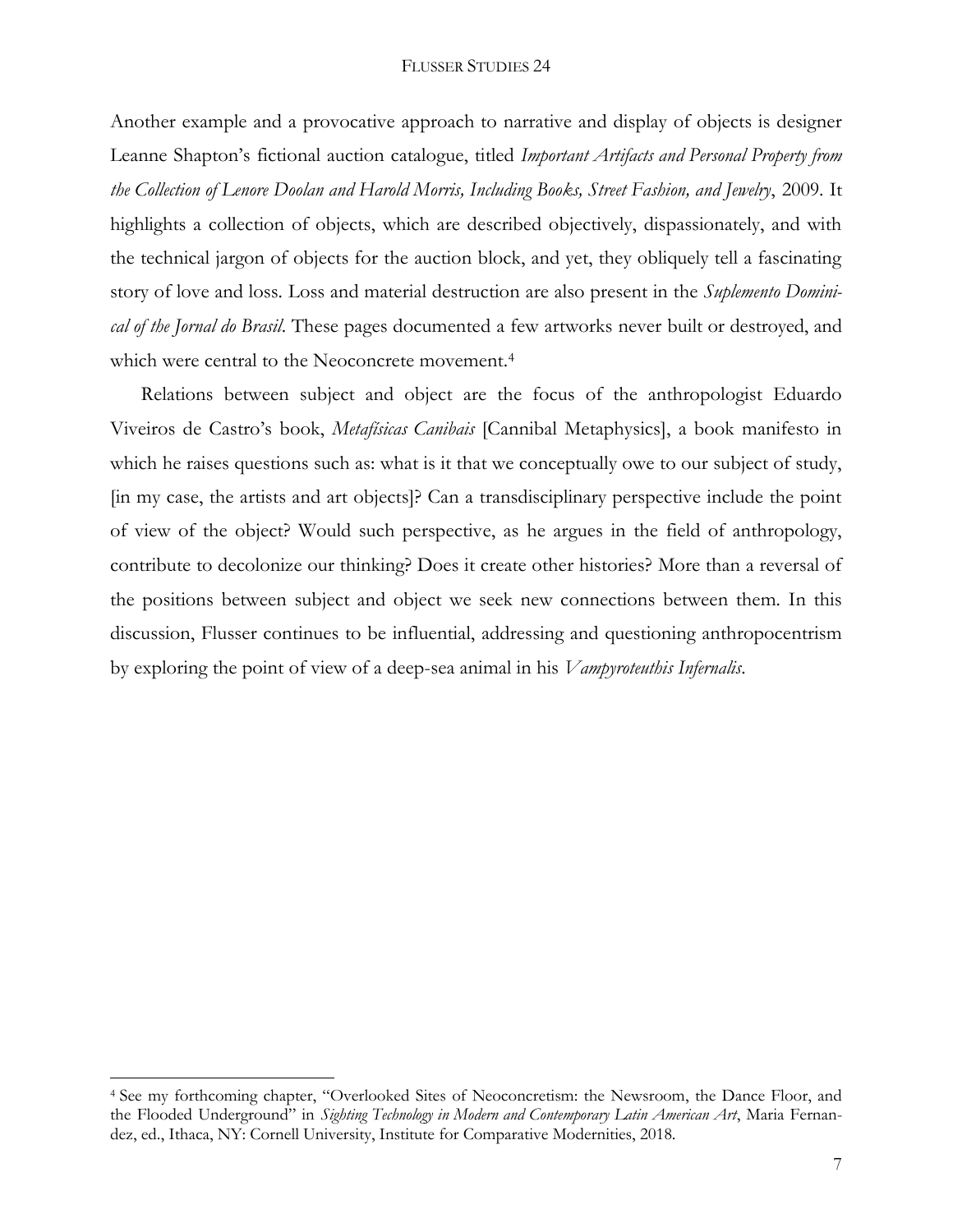Another example and a provocative approach to narrative and display of objects is designer Leanne Shapton's fictional auction catalogue, titled *Important Artifacts and Personal Property from the Collection of Lenore Doolan and Harold Morris, Including Books, Street Fashion, and Jewelry*, 2009. It highlights a collection of objects, which are described objectively, dispassionately, and with the technical jargon of objects for the auction block, and yet, they obliquely tell a fascinating story of love and loss. Loss and material destruction are also present in the *Suplemento Dominical of the Jornal do Brasil*. These pages documented a few artworks never built or destroyed, and which were central to the Neoconcrete movement.[4]

Relations between subject and object are the focus of the anthropologist Eduardo Viveiros de Castro's book, *Metafísicas Canibais* [Cannibal Metaphysics], a book manifesto in which he raises questions such as: what is it that we conceptually owe to our subject of study, [in my case, the artists and art objects]? Can a transdisciplinary perspective include the point of view of the object? Would such perspective, as he argues in the field of anthropology, contribute to decolonize our thinking? Does it create other histories? More than a reversal of the positions between subject and object we seek new connections between them. In this discussion, Flusser continues to be influential, addressing and questioning anthropocentrism by exploring the point of view of a deep-sea animal in his *Vampyroteuthis Infernalis*.

---

[4] See my forthcoming chapter, "Overlooked Sites of Neoconcretism: the Newsroom, the Dance Floor, and the Flooded Underground" in *Sighting Technology in Modern and Contemporary Latin American Art*, Maria Fernandez, ed., Ithaca, NY: Cornell University, Institute for Comparative Modernities, 2018.